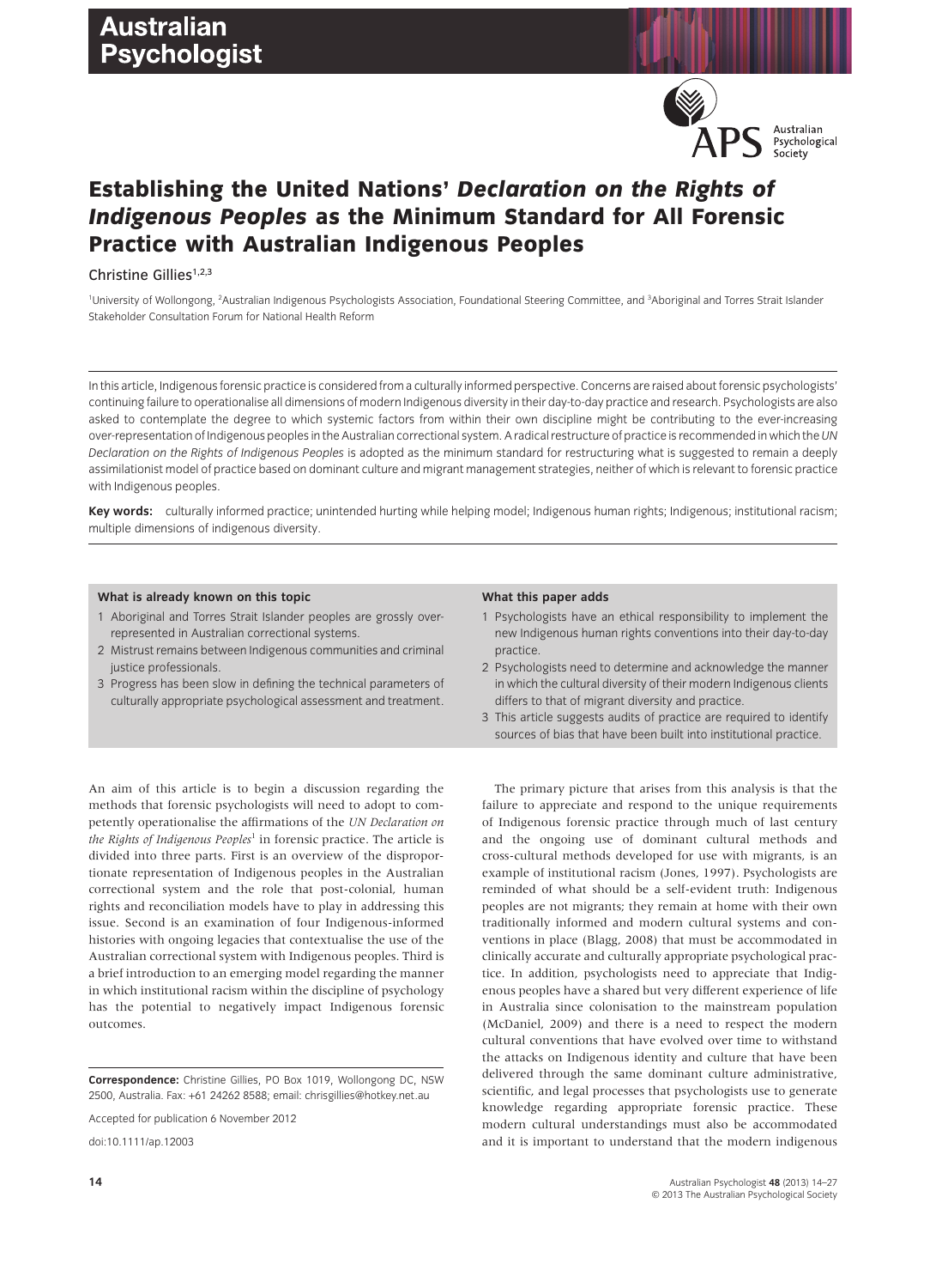# Establishing the United Nations' *Declaration on the Rights of Indigenous Peoples* as the Minimum Standard for All Forensic Practice with Australian Indigenous Peoples

Christine Gillies[1,2,3]

[1]University of Wollongong, [2]Australian Indigenous Psychologists Association, Foundational Steering Committee, and [3]Aboriginal and Torres Strait Islander Stakeholder Consultation Forum for National Health Reform

In this article, Indigenous forensic practice is considered from a culturally informed perspective. Concerns are raised about forensic psychologists' continuing failure to operationalise all dimensions of modern Indigenous diversity in their day-to-day practice and research. Psychologists are also asked to contemplate the degree to which systemic factors from within their own discipline might be contributing to the ever-increasing over-representation of Indigenous peoples in the Australian correctional system. A radical restructure of practice is recommended in which the *UN Declaration on the Rights of Indigenous Peoples* is adopted as the minimum standard for restructuring what is suggested to remain a deeply assimilationist model of practice based on dominant culture and migrant management strategies, neither of which is relevant to forensic practice with Indigenous peoples.

**Key words:** culturally informed practice; unintended hurting while helping model; Indigenous human rights; Indigenous; institutional racism; multiple dimensions of indigenous diversity.

**What is already known on this topic**

1. Aboriginal and Torres Strait Islander peoples are grossly over-represented in Australian correctional systems.
2. Mistrust remains between Indigenous communities and criminal justice professionals.
3. Progress has been slow in defining the technical parameters of culturally appropriate psychological assessment and treatment.

**What this paper adds**

1. Psychologists have an ethical responsibility to implement the new Indigenous human rights conventions into their day-to-day practice.
2. Psychologists need to determine and acknowledge the manner in which the cultural diversity of their modern Indigenous clients differs to that of migrant diversity and practice.
3. This article suggests audits of practice are required to identify sources of bias that have been built into institutional practice.

An aim of this article is to begin a discussion regarding the methods that forensic psychologists will need to adopt to competently operationalise the affirmations of the *UN Declaration on the Rights of Indigenous Peoples*[1] in forensic practice. The article is divided into three parts. First is an overview of the disproportionate representation of Indigenous peoples in the Australian correctional system and the role that post-colonial, human rights and reconciliation models have to play in addressing this issue. Second is an examination of four Indigenous-informed histories with ongoing legacies that contextualise the use of the Australian correctional system with Indigenous peoples. Third is a brief introduction to an emerging model regarding the manner in which institutional racism within the discipline of psychology has the potential to negatively impact Indigenous forensic outcomes.

The primary picture that arises from this analysis is that the failure to appreciate and respond to the unique requirements of Indigenous forensic practice through much of last century and the ongoing use of dominant cultural methods and cross-cultural methods developed for use with migrants, is an example of institutional racism (Jones, 1997). Psychologists are reminded of what should be a self-evident truth: Indigenous peoples are not migrants; they remain at home with their own traditionally informed and modern cultural systems and conventions in place (Blagg, 2008) that must be accommodated in clinically accurate and culturally appropriate psychological practice. In addition, psychologists need to appreciate that Indigenous peoples have a shared but very different experience of life in Australia since colonisation to the mainstream population (McDaniel, 2009) and there is a need to respect the modern cultural conventions that have evolved over time to withstand the attacks on Indigenous identity and culture that have been delivered through the same dominant culture administrative, scientific, and legal processes that psychologists use to generate knowledge regarding appropriate forensic practice. These modern cultural understandings must also be accommodated and it is important to understand that the modern indigenous

**Correspondence:** Christine Gillies, PO Box 1019, Wollongong DC, NSW 2500, Australia. Fax: +61 24262 8588; email: chrisgillies@hotkey.net.au

Accepted for publication 6 November 2012

doi:10.1111/ap.12003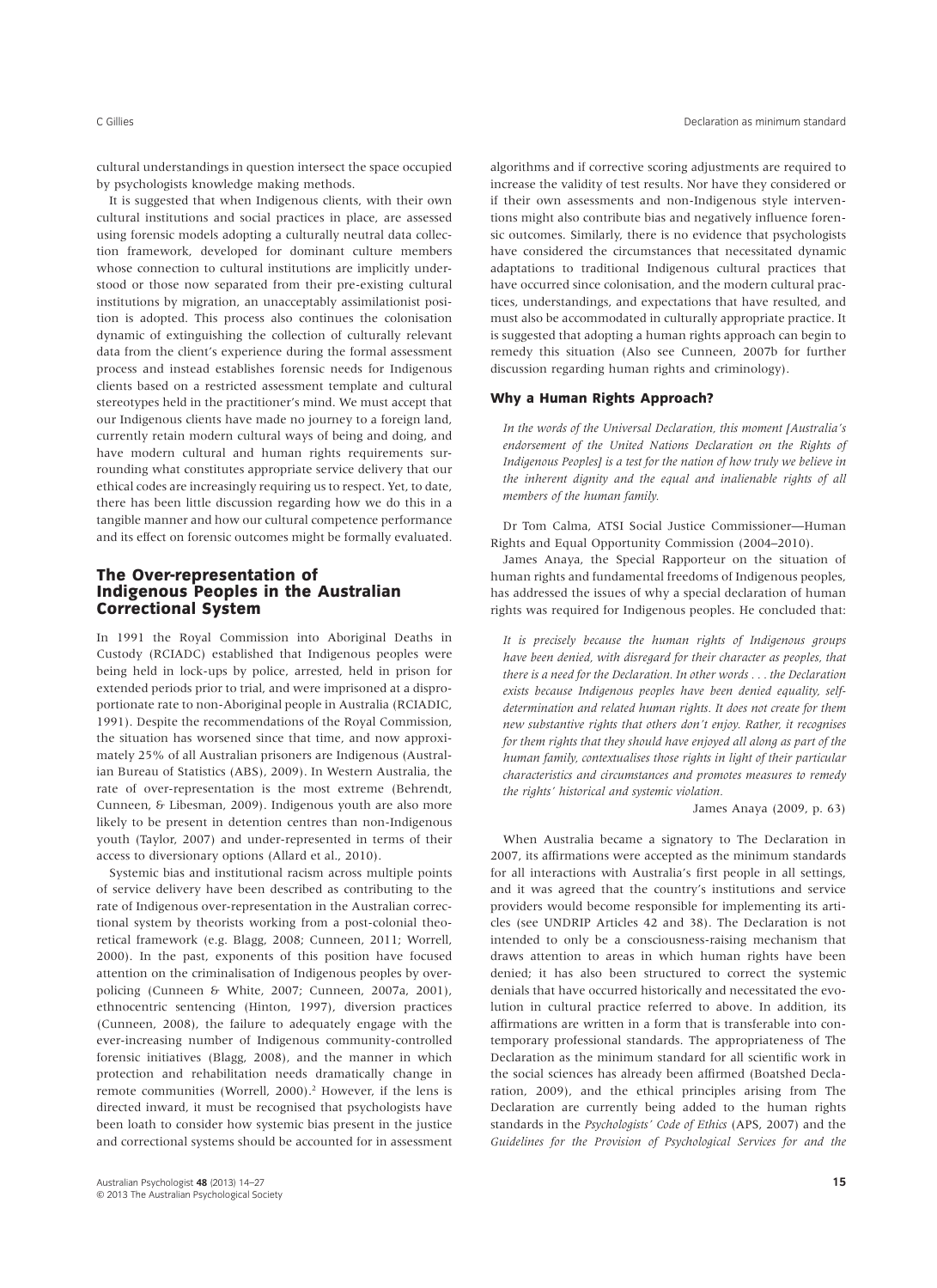cultural understandings in question intersect the space occupied by psychologists knowledge making methods.

It is suggested that when Indigenous clients, with their own cultural institutions and social practices in place, are assessed using forensic models adopting a culturally neutral data collection framework, developed for dominant culture members whose connection to cultural institutions are implicitly understood or those now separated from their pre-existing cultural institutions by migration, an unacceptably assimilationist position is adopted. This process also continues the colonisation dynamic of extinguishing the collection of culturally relevant data from the client's experience during the formal assessment process and instead establishes forensic needs for Indigenous clients based on a restricted assessment template and cultural stereotypes held in the practitioner's mind. We must accept that our Indigenous clients have made no journey to a foreign land, currently retain modern cultural ways of being and doing, and have modern cultural and human rights requirements surrounding what constitutes appropriate service delivery that our ethical codes are increasingly requiring us to respect. Yet, to date, there has been little discussion regarding how we do this in a tangible manner and how our cultural competence performance and its effect on forensic outcomes might be formally evaluated.

## The Over-representation of Indigenous Peoples in the Australian Correctional System

In 1991 the Royal Commission into Aboriginal Deaths in Custody (RCIADC) established that Indigenous peoples were being held in lock-ups by police, arrested, held in prison for extended periods prior to trial, and were imprisoned at a disproportionate rate to non-Aboriginal people in Australia (RCIADIC, 1991). Despite the recommendations of the Royal Commission, the situation has worsened since that time, and now approximately 25% of all Australian prisoners are Indigenous (Australian Bureau of Statistics (ABS), 2009). In Western Australia, the rate of over-representation is the most extreme (Behrendt, Cunneen, & Libesman, 2009). Indigenous youth are also more likely to be present in detention centres than non-Indigenous youth (Taylor, 2007) and under-represented in terms of their access to diversionary options (Allard et al., 2010).

Systemic bias and institutional racism across multiple points of service delivery have been described as contributing to the rate of Indigenous over-representation in the Australian correctional system by theorists working from a post-colonial theoretical framework (e.g. Blagg, 2008; Cunneen, 2011; Worrell, 2000). In the past, exponents of this position have focused attention on the criminalisation of Indigenous peoples by over-policing (Cunneen & White, 2007; Cunneen, 2007a, 2001), ethnocentric sentencing (Hinton, 1997), diversion practices (Cunneen, 2008), the failure to adequately engage with the ever-increasing number of Indigenous community-controlled forensic initiatives (Blagg, 2008), and the manner in which protection and rehabilitation needs dramatically change in remote communities (Worrell, 2000).[2] However, if the lens is directed inward, it must be recognised that psychologists have been loath to consider how systemic bias present in the justice and correctional systems should be accounted for in assessment algorithms and if corrective scoring adjustments are required to increase the validity of test results. Nor have they considered or if their own assessments and non-Indigenous style interventions might also contribute bias and negatively influence forensic outcomes. Similarly, there is no evidence that psychologists have considered the circumstances that necessitated dynamic adaptations to traditional Indigenous cultural practices that have occurred since colonisation, and the modern cultural practices, understandings, and expectations that have resulted, and must also be accommodated in culturally appropriate practice. It is suggested that adopting a human rights approach can begin to remedy this situation (Also see Cunneen, 2007b for further discussion regarding human rights and criminology).

### Why a Human Rights Approach?

*In the words of the Universal Declaration, this moment [Australia's endorsement of the United Nations Declaration on the Rights of Indigenous Peoples] is a test for the nation of how truly we believe in the inherent dignity and the equal and inalienable rights of all members of the human family.*

Dr Tom Calma, ATSI Social Justice Commissioner—Human Rights and Equal Opportunity Commission (2004–2010).

James Anaya, the Special Rapporteur on the situation of human rights and fundamental freedoms of Indigenous peoples, has addressed the issues of why a special declaration of human rights was required for Indigenous peoples. He concluded that:

*It is precisely because the human rights of Indigenous groups have been denied, with disregard for their character as peoples, that there is a need for the Declaration. In other words . . . the Declaration exists because Indigenous peoples have been denied equality, self-determination and related human rights. It does not create for them new substantive rights that others don't enjoy. Rather, it recognises for them rights that they should have enjoyed all along as part of the human family, contextualises those rights in light of their particular characteristics and circumstances and promotes measures to remedy the rights' historical and systemic violation.*

James Anaya (2009, p. 63)

When Australia became a signatory to The Declaration in 2007, its affirmations were accepted as the minimum standards for all interactions with Australia's first people in all settings, and it was agreed that the country's institutions and service providers would become responsible for implementing its articles (see UNDRIP Articles 42 and 38). The Declaration is not intended to only be a consciousness-raising mechanism that draws attention to areas in which human rights have been denied; it has also been structured to correct the systemic denials that have occurred historically and necessitated the evolution in cultural practice referred to above. In addition, its affirmations are written in a form that is transferable into contemporary professional standards. The appropriateness of The Declaration as the minimum standard for all scientific work in the social sciences has already been affirmed (Boatshed Declaration, 2009), and the ethical principles arising from The Declaration are currently being added to the human rights standards in the *Psychologists' Code of Ethics* (APS, 2007) and the *Guidelines for the Provision of Psychological Services for and the*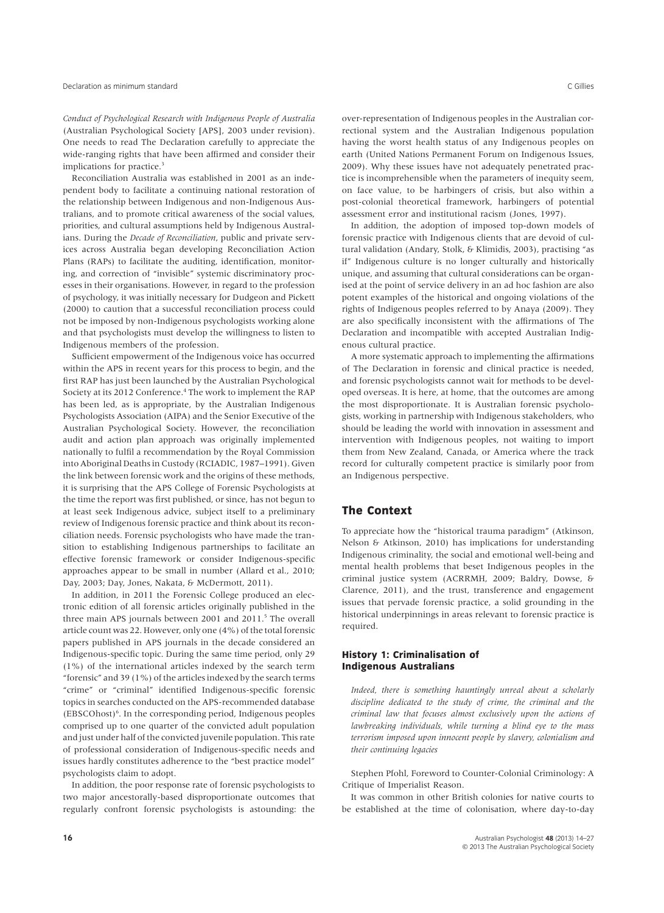*Conduct of Psychological Research with Indigenous People of Australia* (Australian Psychological Society [APS], 2003 under revision). One needs to read The Declaration carefully to appreciate the wide-ranging rights that have been affirmed and consider their implications for practice.[3]

Reconciliation Australia was established in 2001 as an independent body to facilitate a continuing national restoration of the relationship between Indigenous and non-Indigenous Australians, and to promote critical awareness of the social values, priorities, and cultural assumptions held by Indigenous Australians. During the *Decade of Reconciliation*, public and private services across Australia began developing Reconciliation Action Plans (RAPs) to facilitate the auditing, identification, monitoring, and correction of "invisible" systemic discriminatory processes in their organisations. However, in regard to the profession of psychology, it was initially necessary for Dudgeon and Pickett (2000) to caution that a successful reconciliation process could not be imposed by non-Indigenous psychologists working alone and that psychologists must develop the willingness to listen to Indigenous members of the profession.

Sufficient empowerment of the Indigenous voice has occurred within the APS in recent years for this process to begin, and the first RAP has just been launched by the Australian Psychological Society at its 2012 Conference.[4] The work to implement the RAP has been led, as is appropriate, by the Australian Indigenous Psychologists Association (AIPA) and the Senior Executive of the Australian Psychological Society. However, the reconciliation audit and action plan approach was originally implemented nationally to fulfil a recommendation by the Royal Commission into Aboriginal Deaths in Custody (RCIADIC, 1987–1991). Given the link between forensic work and the origins of these methods, it is surprising that the APS College of Forensic Psychologists at the time the report was first published, or since, has not begun to at least seek Indigenous advice, subject itself to a preliminary review of Indigenous forensic practice and think about its reconciliation needs. Forensic psychologists who have made the transition to establishing Indigenous partnerships to facilitate an effective forensic framework or consider Indigenous-specific approaches appear to be small in number (Allard et al., 2010; Day, 2003; Day, Jones, Nakata, & McDermott, 2011).

In addition, in 2011 the Forensic College produced an electronic edition of all forensic articles originally published in the three main APS journals between 2001 and 2011.[5] The overall article count was 22. However, only one (4%) of the total forensic papers published in APS journals in the decade considered an Indigenous-specific topic. During the same time period, only 29 (1%) of the international articles indexed by the search term "forensic" and 39 (1%) of the articles indexed by the search terms "crime" or "criminal" identified Indigenous-specific forensic topics in searches conducted on the APS-recommended database (EBSCOhost)[6]. In the corresponding period, Indigenous peoples comprised up to one quarter of the convicted adult population and just under half of the convicted juvenile population. This rate of professional consideration of Indigenous-specific needs and issues hardly constitutes adherence to the "best practice model" psychologists claim to adopt.

In addition, the poor response rate of forensic psychologists to two major ancestorally-based disproportionate outcomes that regularly confront forensic psychologists is astounding: the over-representation of Indigenous peoples in the Australian correctional system and the Australian Indigenous population having the worst health status of any Indigenous peoples on earth (United Nations Permanent Forum on Indigenous Issues, 2009). Why these issues have not adequately penetrated practice is incomprehensible when the parameters of inequity seem, on face value, to be harbingers of crisis, but also within a post-colonial theoretical framework, harbingers of potential assessment error and institutional racism (Jones, 1997).

In addition, the adoption of imposed top-down models of forensic practice with Indigenous clients that are devoid of cultural validation (Andary, Stolk, & Klimidis, 2003), practising "as if" Indigenous culture is no longer culturally and historically unique, and assuming that cultural considerations can be organised at the point of service delivery in an ad hoc fashion are also potent examples of the historical and ongoing violations of the rights of Indigenous peoples referred to by Anaya (2009). They are also specifically inconsistent with the affirmations of The Declaration and incompatible with accepted Australian Indigenous cultural practice.

A more systematic approach to implementing the affirmations of The Declaration in forensic and clinical practice is needed, and forensic psychologists cannot wait for methods to be developed overseas. It is here, at home, that the outcomes are among the most disproportionate. It is Australian forensic psychologists, working in partnership with Indigenous stakeholders, who should be leading the world with innovation in assessment and intervention with Indigenous peoples, not waiting to import them from New Zealand, Canada, or America where the track record for culturally competent practice is similarly poor from an Indigenous perspective.

## The Context

To appreciate how the "historical trauma paradigm" (Atkinson, Nelson & Atkinson, 2010) has implications for understanding Indigenous criminality, the social and emotional well-being and mental health problems that beset Indigenous peoples in the criminal justice system (ACRRMH, 2009; Baldry, Dowse, & Clarence, 2011), and the trust, transference and engagement issues that pervade forensic practice, a solid grounding in the historical underpinnings in areas relevant to forensic practice is required.

### History 1: Criminalisation of Indigenous Australians

*Indeed, there is something hauntingly unreal about a scholarly discipline dedicated to the study of crime, the criminal and the criminal law that focuses almost exclusively upon the actions of lawbreaking individuals, while turning a blind eye to the mass terrorism imposed upon innocent people by slavery, colonialism and their continuing legacies*

Stephen Pfohl, Foreword to Counter-Colonial Criminology: A Critique of Imperialist Reason.

It was common in other British colonies for native courts to be established at the time of colonisation, where day-to-day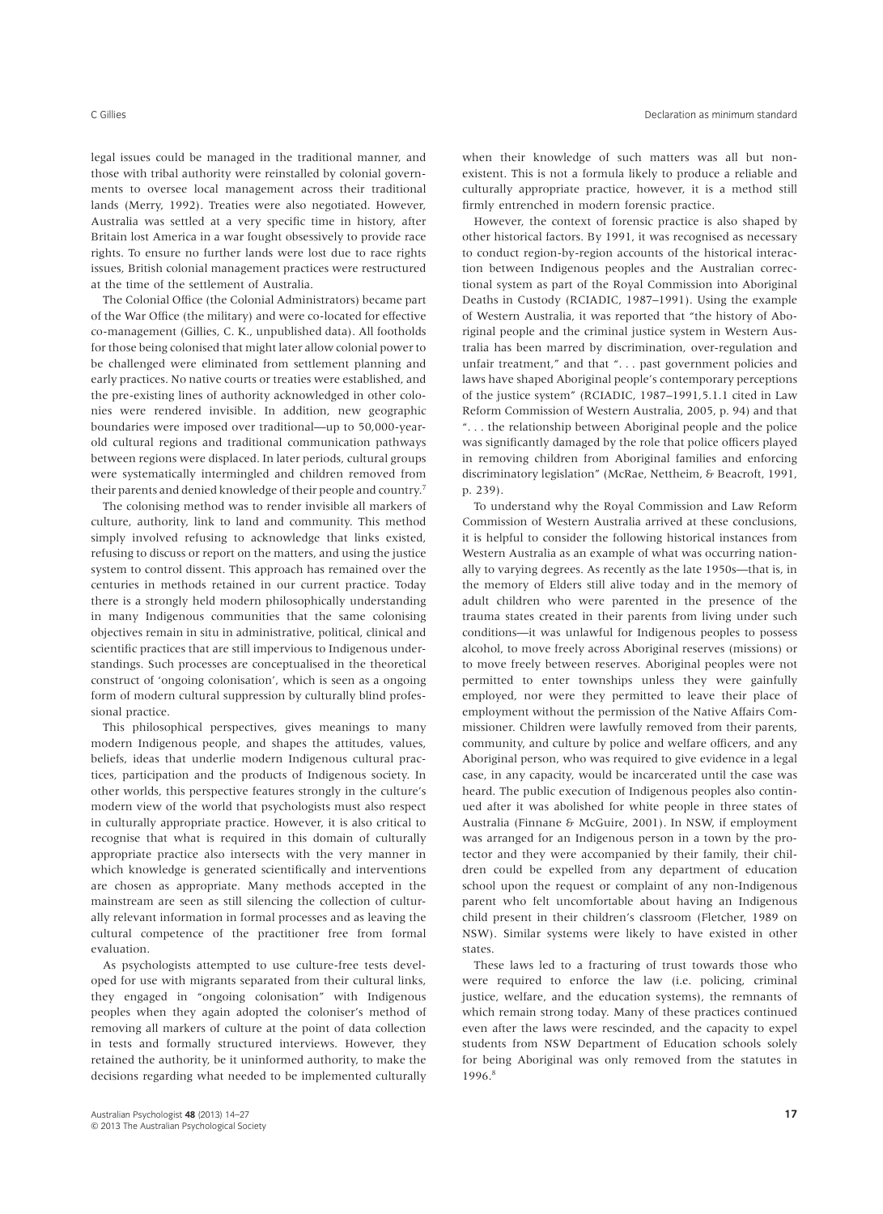legal issues could be managed in the traditional manner, and those with tribal authority were reinstalled by colonial governments to oversee local management across their traditional lands (Merry, 1992). Treaties were also negotiated. However, Australia was settled at a very specific time in history, after Britain lost America in a war fought obsessively to provide race rights. To ensure no further lands were lost due to race rights issues, British colonial management practices were restructured at the time of the settlement of Australia.

The Colonial Office (the Colonial Administrators) became part of the War Office (the military) and were co-located for effective co-management (Gillies, C. K., unpublished data). All footholds for those being colonised that might later allow colonial power to be challenged were eliminated from settlement planning and early practices. No native courts or treaties were established, and the pre-existing lines of authority acknowledged in other colonies were rendered invisible. In addition, new geographic boundaries were imposed over traditional—up to 50,000-year-old cultural regions and traditional communication pathways between regions were displaced. In later periods, cultural groups were systematically intermingled and children removed from their parents and denied knowledge of their people and country.[7]

The colonising method was to render invisible all markers of culture, authority, link to land and community. This method simply involved refusing to acknowledge that links existed, refusing to discuss or report on the matters, and using the justice system to control dissent. This approach has remained over the centuries in methods retained in our current practice. Today there is a strongly held modern philosophically understanding in many Indigenous communities that the same colonising objectives remain in situ in administrative, political, clinical and scientific practices that are still impervious to Indigenous understandings. Such processes are conceptualised in the theoretical construct of 'ongoing colonisation', which is seen as a ongoing form of modern cultural suppression by culturally blind professional practice.

This philosophical perspectives, gives meanings to many modern Indigenous people, and shapes the attitudes, values, beliefs, ideas that underlie modern Indigenous cultural practices, participation and the products of Indigenous society. In other worlds, this perspective features strongly in the culture's modern view of the world that psychologists must also respect in culturally appropriate practice. However, it is also critical to recognise that what is required in this domain of culturally appropriate practice also intersects with the very manner in which knowledge is generated scientifically and interventions are chosen as appropriate. Many methods accepted in the mainstream are seen as still silencing the collection of culturally relevant information in formal processes and as leaving the cultural competence of the practitioner free from formal evaluation.

As psychologists attempted to use culture-free tests developed for use with migrants separated from their cultural links, they engaged in "ongoing colonisation" with Indigenous peoples when they again adopted the coloniser's method of removing all markers of culture at the point of data collection in tests and formally structured interviews. However, they retained the authority, be it uninformed authority, to make the decisions regarding what needed to be implemented culturally when their knowledge of such matters was all but non-existent. This is not a formula likely to produce a reliable and culturally appropriate practice, however, it is a method still firmly entrenched in modern forensic practice.

However, the context of forensic practice is also shaped by other historical factors. By 1991, it was recognised as necessary to conduct region-by-region accounts of the historical interaction between Indigenous peoples and the Australian correctional system as part of the Royal Commission into Aboriginal Deaths in Custody (RCIADIC, 1987–1991). Using the example of Western Australia, it was reported that "the history of Aboriginal people and the criminal justice system in Western Australia has been marred by discrimination, over-regulation and unfair treatment," and that ". . . past government policies and laws have shaped Aboriginal people's contemporary perceptions of the justice system" (RCIADIC, 1987–1991,5.1.1 cited in Law Reform Commission of Western Australia, 2005, p. 94) and that ". . . the relationship between Aboriginal people and the police was significantly damaged by the role that police officers played in removing children from Aboriginal families and enforcing discriminatory legislation" (McRae, Nettheim, & Beacroft, 1991, p. 239).

To understand why the Royal Commission and Law Reform Commission of Western Australia arrived at these conclusions, it is helpful to consider the following historical instances from Western Australia as an example of what was occurring nationally to varying degrees. As recently as the late 1950s—that is, in the memory of Elders still alive today and in the memory of adult children who were parented in the presence of the trauma states created in their parents from living under such conditions—it was unlawful for Indigenous peoples to possess alcohol, to move freely across Aboriginal reserves (missions) or to move freely between reserves. Aboriginal peoples were not permitted to enter townships unless they were gainfully employed, nor were they permitted to leave their place of employment without the permission of the Native Affairs Commissioner. Children were lawfully removed from their parents, community, and culture by police and welfare officers, and any Aboriginal person, who was required to give evidence in a legal case, in any capacity, would be incarcerated until the case was heard. The public execution of Indigenous peoples also continued after it was abolished for white people in three states of Australia (Finnane & McGuire, 2001). In NSW, if employment was arranged for an Indigenous person in a town by the protector and they were accompanied by their family, their children could be expelled from any department of education school upon the request or complaint of any non-Indigenous parent who felt uncomfortable about having an Indigenous child present in their children's classroom (Fletcher, 1989 on NSW). Similar systems were likely to have existed in other states.

These laws led to a fracturing of trust towards those who were required to enforce the law (i.e. policing, criminal justice, welfare, and the education systems), the remnants of which remain strong today. Many of these practices continued even after the laws were rescinded, and the capacity to expel students from NSW Department of Education schools solely for being Aboriginal was only removed from the statutes in 1996.[8]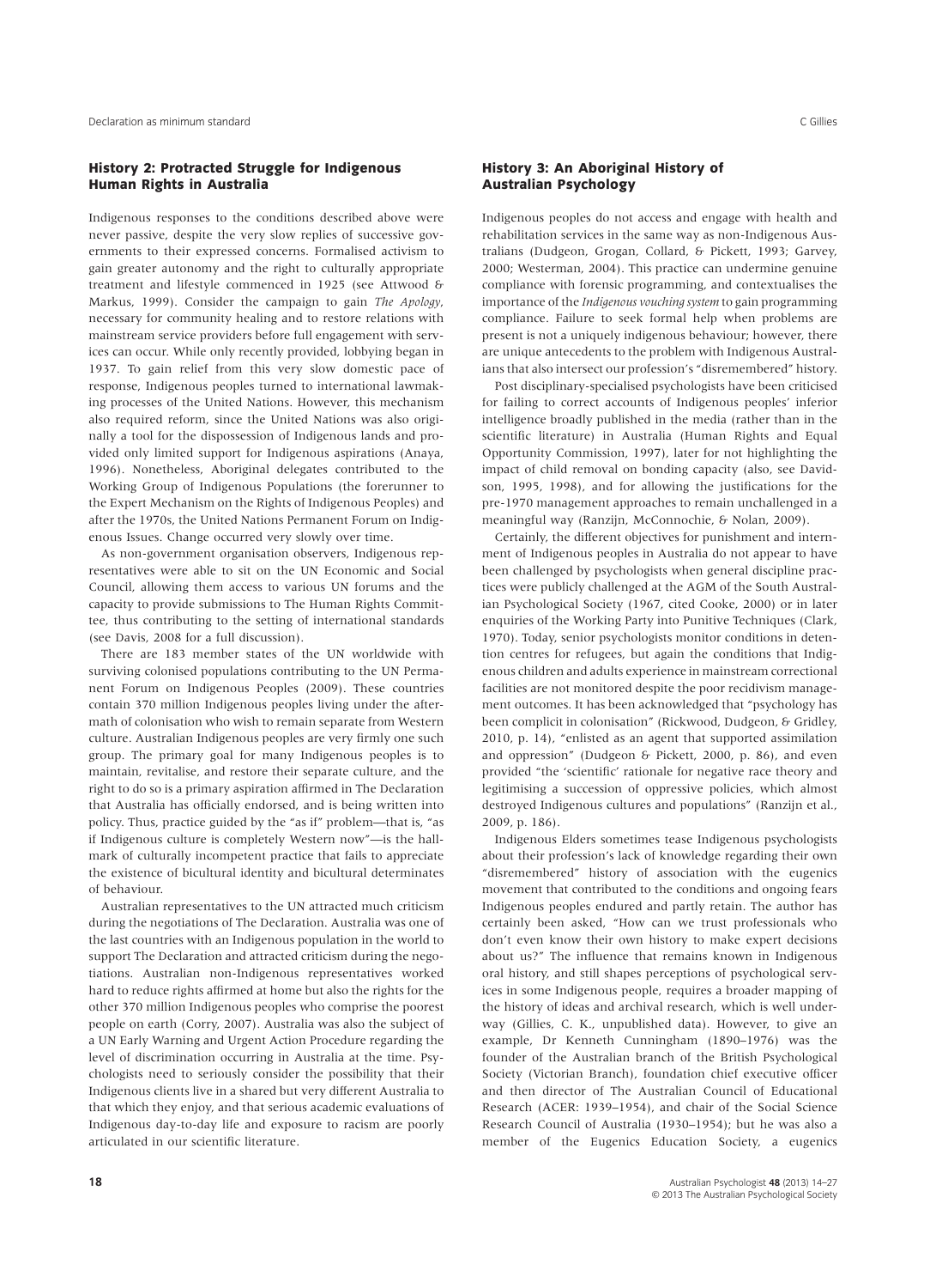## History 2: Protracted Struggle for Indigenous Human Rights in Australia

Indigenous responses to the conditions described above were never passive, despite the very slow replies of successive governments to their expressed concerns. Formalised activism to gain greater autonomy and the right to culturally appropriate treatment and lifestyle commenced in 1925 (see Attwood & Markus, 1999). Consider the campaign to gain *The Apology*, necessary for community healing and to restore relations with mainstream service providers before full engagement with services can occur. While only recently provided, lobbying began in 1937. To gain relief from this very slow domestic pace of response, Indigenous peoples turned to international lawmaking processes of the United Nations. However, this mechanism also required reform, since the United Nations was also originally a tool for the dispossession of Indigenous lands and provided only limited support for Indigenous aspirations (Anaya, 1996). Nonetheless, Aboriginal delegates contributed to the Working Group of Indigenous Populations (the forerunner to the Expert Mechanism on the Rights of Indigenous Peoples) and after the 1970s, the United Nations Permanent Forum on Indigenous Issues. Change occurred very slowly over time.

As non-government organisation observers, Indigenous representatives were able to sit on the UN Economic and Social Council, allowing them access to various UN forums and the capacity to provide submissions to The Human Rights Committee, thus contributing to the setting of international standards (see Davis, 2008 for a full discussion).

There are 183 member states of the UN worldwide with surviving colonised populations contributing to the UN Permanent Forum on Indigenous Peoples (2009). These countries contain 370 million Indigenous peoples living under the aftermath of colonisation who wish to remain separate from Western culture. Australian Indigenous peoples are very firmly one such group. The primary goal for many Indigenous peoples is to maintain, revitalise, and restore their separate culture, and the right to do so is a primary aspiration affirmed in The Declaration that Australia has officially endorsed, and is being written into policy. Thus, practice guided by the "as if" problem—that is, "as if Indigenous culture is completely Western now"—is the hallmark of culturally incompetent practice that fails to appreciate the existence of bicultural identity and bicultural determinates of behaviour.

Australian representatives to the UN attracted much criticism during the negotiations of The Declaration. Australia was one of the last countries with an Indigenous population in the world to support The Declaration and attracted criticism during the negotiations. Australian non-Indigenous representatives worked hard to reduce rights affirmed at home but also the rights for the other 370 million Indigenous peoples who comprise the poorest people on earth (Corry, 2007). Australia was also the subject of a UN Early Warning and Urgent Action Procedure regarding the level of discrimination occurring in Australia at the time. Psychologists need to seriously consider the possibility that their Indigenous clients live in a shared but very different Australia to that which they enjoy, and that serious academic evaluations of Indigenous day-to-day life and exposure to racism are poorly articulated in our scientific literature.

## History 3: An Aboriginal History of Australian Psychology

Indigenous peoples do not access and engage with health and rehabilitation services in the same way as non-Indigenous Australians (Dudgeon, Grogan, Collard, & Pickett, 1993; Garvey, 2000; Westerman, 2004). This practice can undermine genuine compliance with forensic programming, and contextualises the importance of the *Indigenous vouching system* to gain programming compliance. Failure to seek formal help when problems are present is not a uniquely indigenous behaviour; however, there are unique antecedents to the problem with Indigenous Australians that also intersect our profession's "disremembered" history.

Post disciplinary-specialised psychologists have been criticised for failing to correct accounts of Indigenous peoples' inferior intelligence broadly published in the media (rather than in the scientific literature) in Australia (Human Rights and Equal Opportunity Commission, 1997), later for not highlighting the impact of child removal on bonding capacity (also, see Davidson, 1995, 1998), and for allowing the justifications for the pre-1970 management approaches to remain unchallenged in a meaningful way (Ranzijn, McConnochie, & Nolan, 2009).

Certainly, the different objectives for punishment and internment of Indigenous peoples in Australia do not appear to have been challenged by psychologists when general discipline practices were publicly challenged at the AGM of the South Australian Psychological Society (1967, cited Cooke, 2000) or in later enquiries of the Working Party into Punitive Techniques (Clark, 1970). Today, senior psychologists monitor conditions in detention centres for refugees, but again the conditions that Indigenous children and adults experience in mainstream correctional facilities are not monitored despite the poor recidivism management outcomes. It has been acknowledged that "psychology has been complicit in colonisation" (Rickwood, Dudgeon, & Gridley, 2010, p. 14), "enlisted as an agent that supported assimilation and oppression" (Dudgeon & Pickett, 2000, p. 86), and even provided "the 'scientific' rationale for negative race theory and legitimising a succession of oppressive policies, which almost destroyed Indigenous cultures and populations" (Ranzijn et al., 2009, p. 186).

Indigenous Elders sometimes tease Indigenous psychologists about their profession's lack of knowledge regarding their own "disremembered" history of association with the eugenics movement that contributed to the conditions and ongoing fears Indigenous peoples endured and partly retain. The author has certainly been asked, "How can we trust professionals who don't even know their own history to make expert decisions about us?" The influence that remains known in Indigenous oral history, and still shapes perceptions of psychological services in some Indigenous people, requires a broader mapping of the history of ideas and archival research, which is well underway (Gillies, C. K., unpublished data). However, to give an example, Dr Kenneth Cunningham (1890–1976) was the founder of the Australian branch of the British Psychological Society (Victorian Branch), foundation chief executive officer and then director of The Australian Council of Educational Research (ACER: 1939–1954), and chair of the Social Science Research Council of Australia (1930–1954); but he was also a member of the Eugenics Education Society, a eugenics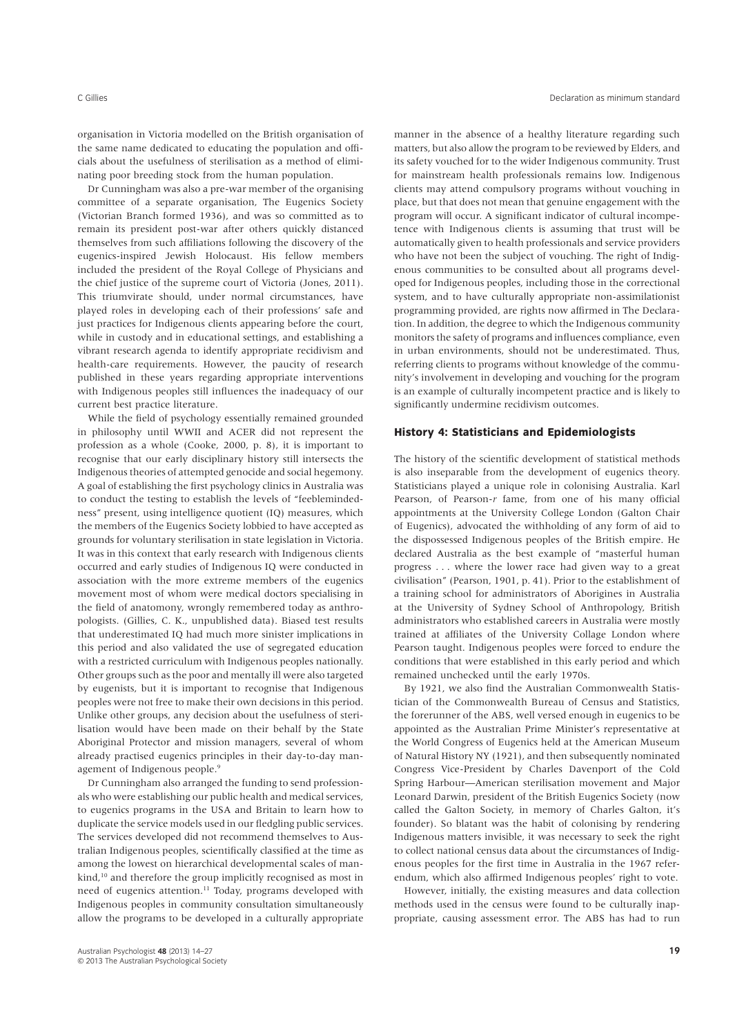organisation in Victoria modelled on the British organisation of the same name dedicated to educating the population and officials about the usefulness of sterilisation as a method of eliminating poor breeding stock from the human population.

Dr Cunningham was also a pre-war member of the organising committee of a separate organisation, The Eugenics Society (Victorian Branch formed 1936), and was so committed as to remain its president post-war after others quickly distanced themselves from such affiliations following the discovery of the eugenics-inspired Jewish Holocaust. His fellow members included the president of the Royal College of Physicians and the chief justice of the supreme court of Victoria (Jones, 2011). This triumvirate should, under normal circumstances, have played roles in developing each of their professions' safe and just practices for Indigenous clients appearing before the court, while in custody and in educational settings, and establishing a vibrant research agenda to identify appropriate recidivism and health-care requirements. However, the paucity of research published in these years regarding appropriate interventions with Indigenous peoples still influences the inadequacy of our current best practice literature.

While the field of psychology essentially remained grounded in philosophy until WWII and ACER did not represent the profession as a whole (Cooke, 2000, p. 8), it is important to recognise that our early disciplinary history still intersects the Indigenous theories of attempted genocide and social hegemony. A goal of establishing the first psychology clinics in Australia was to conduct the testing to establish the levels of "feeblemindedness" present, using intelligence quotient (IQ) measures, which the members of the Eugenics Society lobbied to have accepted as grounds for voluntary sterilisation in state legislation in Victoria. It was in this context that early research with Indigenous clients occurred and early studies of Indigenous IQ were conducted in association with the more extreme members of the eugenics movement most of whom were medical doctors specialising in the field of anatomony, wrongly remembered today as anthropologists. (Gillies, C. K., unpublished data). Biased test results that underestimated IQ had much more sinister implications in this period and also validated the use of segregated education with a restricted curriculum with Indigenous peoples nationally. Other groups such as the poor and mentally ill were also targeted by eugenists, but it is important to recognise that Indigenous peoples were not free to make their own decisions in this period. Unlike other groups, any decision about the usefulness of sterilisation would have been made on their behalf by the State Aboriginal Protector and mission managers, several of whom already practised eugenics principles in their day-to-day management of Indigenous people.[9]

Dr Cunningham also arranged the funding to send professionals who were establishing our public health and medical services, to eugenics programs in the USA and Britain to learn how to duplicate the service models used in our fledgling public services. The services developed did not recommend themselves to Australian Indigenous peoples, scientifically classified at the time as among the lowest on hierarchical developmental scales of mankind,[10] and therefore the group implicitly recognised as most in need of eugenics attention.[11] Today, programs developed with Indigenous peoples in community consultation simultaneously allow the programs to be developed in a culturally appropriate manner in the absence of a healthy literature regarding such matters, but also allow the program to be reviewed by Elders, and its safety vouched for to the wider Indigenous community. Trust for mainstream health professionals remains low. Indigenous clients may attend compulsory programs without vouching in place, but that does not mean that genuine engagement with the program will occur. A significant indicator of cultural incompetence with Indigenous clients is assuming that trust will be automatically given to health professionals and service providers who have not been the subject of vouching. The right of Indigenous communities to be consulted about all programs developed for Indigenous peoples, including those in the correctional system, and to have culturally appropriate non-assimilationist programming provided, are rights now affirmed in The Declaration. In addition, the degree to which the Indigenous community monitors the safety of programs and influences compliance, even in urban environments, should not be underestimated. Thus, referring clients to programs without knowledge of the community's involvement in developing and vouching for the program is an example of culturally incompetent practice and is likely to significantly undermine recidivism outcomes.

## History 4: Statisticians and Epidemiologists

The history of the scientific development of statistical methods is also inseparable from the development of eugenics theory. Statisticians played a unique role in colonising Australia. Karl Pearson, of Pearson-*r* fame, from one of his many official appointments at the University College London (Galton Chair of Eugenics), advocated the withholding of any form of aid to the dispossessed Indigenous peoples of the British empire. He declared Australia as the best example of "masterful human progress . . . where the lower race had given way to a great civilisation" (Pearson, 1901, p. 41). Prior to the establishment of a training school for administrators of Aborigines in Australia at the University of Sydney School of Anthropology, British administrators who established careers in Australia were mostly trained at affiliates of the University Collage London where Pearson taught. Indigenous peoples were forced to endure the conditions that were established in this early period and which remained unchecked until the early 1970s.

By 1921, we also find the Australian Commonwealth Statistician of the Commonwealth Bureau of Census and Statistics, the forerunner of the ABS, well versed enough in eugenics to be appointed as the Australian Prime Minister's representative at the World Congress of Eugenics held at the American Museum of Natural History NY (1921), and then subsequently nominated Congress Vice-President by Charles Davenport of the Cold Spring Harbour—American sterilisation movement and Major Leonard Darwin, president of the British Eugenics Society (now called the Galton Society, in memory of Charles Galton, it's founder). So blatant was the habit of colonising by rendering Indigenous matters invisible, it was necessary to seek the right to collect national census data about the circumstances of Indigenous peoples for the first time in Australia in the 1967 referendum, which also affirmed Indigenous peoples' right to vote.

However, initially, the existing measures and data collection methods used in the census were found to be culturally inappropriate, causing assessment error. The ABS has had to run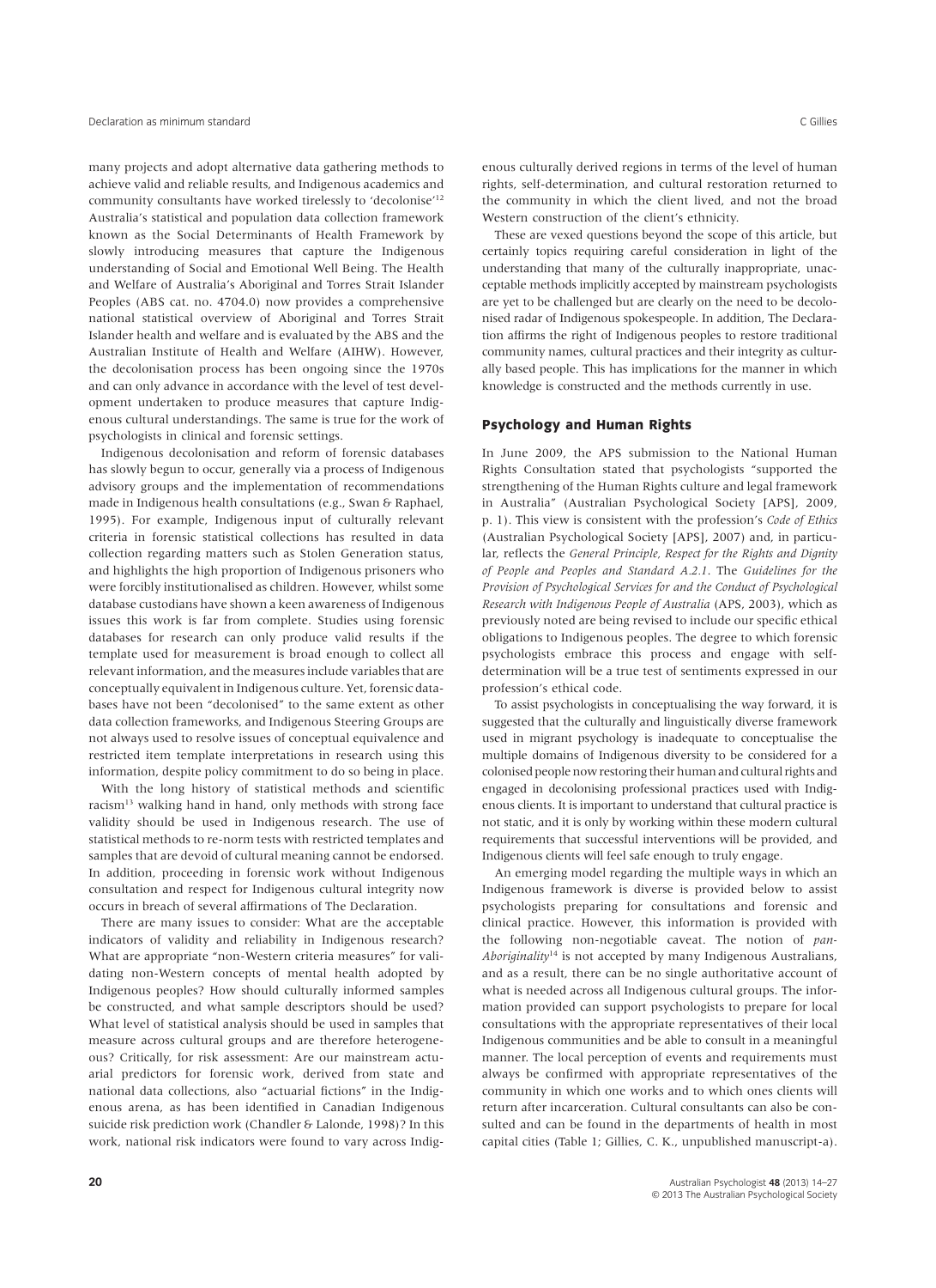many projects and adopt alternative data gathering methods to achieve valid and reliable results, and Indigenous academics and community consultants have worked tirelessly to 'decolonise'[12] Australia's statistical and population data collection framework known as the Social Determinants of Health Framework by slowly introducing measures that capture the Indigenous understanding of Social and Emotional Well Being. The Health and Welfare of Australia's Aboriginal and Torres Strait Islander Peoples (ABS cat. no. 4704.0) now provides a comprehensive national statistical overview of Aboriginal and Torres Strait Islander health and welfare and is evaluated by the ABS and the Australian Institute of Health and Welfare (AIHW). However, the decolonisation process has been ongoing since the 1970s and can only advance in accordance with the level of test development undertaken to produce measures that capture Indigenous cultural understandings. The same is true for the work of psychologists in clinical and forensic settings.

Indigenous decolonisation and reform of forensic databases has slowly begun to occur, generally via a process of Indigenous advisory groups and the implementation of recommendations made in Indigenous health consultations (e.g., Swan & Raphael, 1995). For example, Indigenous input of culturally relevant criteria in forensic statistical collections has resulted in data collection regarding matters such as Stolen Generation status, and highlights the high proportion of Indigenous prisoners who were forcibly institutionalised as children. However, whilst some database custodians have shown a keen awareness of Indigenous issues this work is far from complete. Studies using forensic databases for research can only produce valid results if the template used for measurement is broad enough to collect all relevant information, and the measures include variables that are conceptually equivalent in Indigenous culture. Yet, forensic databases have not been "decolonised" to the same extent as other data collection frameworks, and Indigenous Steering Groups are not always used to resolve issues of conceptual equivalence and restricted item template interpretations in research using this information, despite policy commitment to do so being in place.

With the long history of statistical methods and scientific racism[13] walking hand in hand, only methods with strong face validity should be used in Indigenous research. The use of statistical methods to re-norm tests with restricted templates and samples that are devoid of cultural meaning cannot be endorsed. In addition, proceeding in forensic work without Indigenous consultation and respect for Indigenous cultural integrity now occurs in breach of several affirmations of The Declaration.

There are many issues to consider: What are the acceptable indicators of validity and reliability in Indigenous research? What are appropriate "non-Western criteria measures" for validating non-Western concepts of mental health adopted by Indigenous peoples? How should culturally informed samples be constructed, and what sample descriptors should be used? What level of statistical analysis should be used in samples that measure across cultural groups and are therefore heterogeneous? Critically, for risk assessment: Are our mainstream actuarial predictors for forensic work, derived from state and national data collections, also "actuarial fictions" in the Indigenous arena, as has been identified in Canadian Indigenous suicide risk prediction work (Chandler & Lalonde, 1998)? In this work, national risk indicators were found to vary across Indigenous culturally derived regions in terms of the level of human rights, self-determination, and cultural restoration returned to the community in which the client lived, and not the broad Western construction of the client's ethnicity.

These are vexed questions beyond the scope of this article, but certainly topics requiring careful consideration in light of the understanding that many of the culturally inappropriate, unacceptable methods implicitly accepted by mainstream psychologists are yet to be challenged but are clearly on the need to be decolonised radar of Indigenous spokespeople. In addition, The Declaration affirms the right of Indigenous peoples to restore traditional community names, cultural practices and their integrity as culturally based people. This has implications for the manner in which knowledge is constructed and the methods currently in use.

## Psychology and Human Rights

In June 2009, the APS submission to the National Human Rights Consultation stated that psychologists "supported the strengthening of the Human Rights culture and legal framework in Australia" (Australian Psychological Society [APS], 2009, p. 1). This view is consistent with the profession's *Code of Ethics* (Australian Psychological Society [APS], 2007) and, in particular, reflects the *General Principle, Respect for the Rights and Dignity of People and Peoples and Standard A.2.1*. The *Guidelines for the Provision of Psychological Services for and the Conduct of Psychological Research with Indigenous People of Australia* (APS, 2003), which as previously noted are being revised to include our specific ethical obligations to Indigenous peoples. The degree to which forensic psychologists embrace this process and engage with self-determination will be a true test of sentiments expressed in our profession's ethical code.

To assist psychologists in conceptualising the way forward, it is suggested that the culturally and linguistically diverse framework used in migrant psychology is inadequate to conceptualise the multiple domains of Indigenous diversity to be considered for a colonised people now restoring their human and cultural rights and engaged in decolonising professional practices used with Indigenous clients. It is important to understand that cultural practice is not static, and it is only by working within these modern cultural requirements that successful interventions will be provided, and Indigenous clients will feel safe enough to truly engage.

An emerging model regarding the multiple ways in which an Indigenous framework is diverse is provided below to assist psychologists preparing for consultations and forensic and clinical practice. However, this information is provided with the following non-negotiable caveat. The notion of *pan-Aboriginality*[14] is not accepted by many Indigenous Australians, and as a result, there can be no single authoritative account of what is needed across all Indigenous cultural groups. The information provided can support psychologists to prepare for local consultations with the appropriate representatives of their local Indigenous communities and be able to consult in a meaningful manner. The local perception of events and requirements must always be confirmed with appropriate representatives of the community in which one works and to which ones clients will return after incarceration. Cultural consultants can also be consulted and can be found in the departments of health in most capital cities (Table 1; Gillies, C. K., unpublished manuscript-a).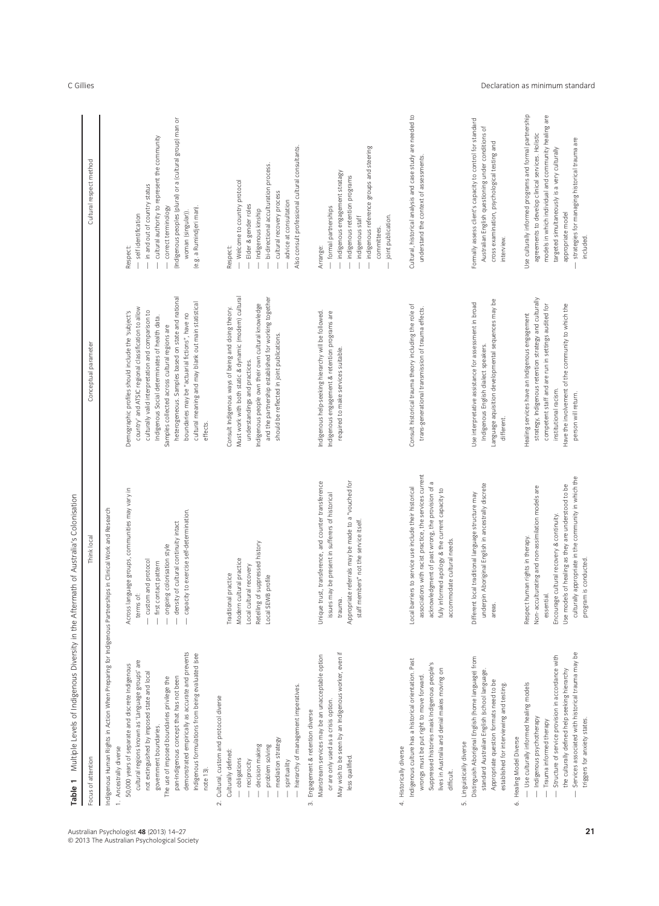**Table 1** Multiple Levels of Indigenous Diversity in the Aftermath of Australia's Colonisation

| Focus of attention | Think local | Conceptual parameter | Cultural respect method |
|---|---|---|---|
| Indigenous Human Rights in Action When Preparing for Indigenous Partnerships in Clinical Work and Research | | | |
| 1. Ancestrally diverse<br>50,000 years of separate and discrete Indigenous cultural regions known as 'language groups' are not extinguished by imposed state and local government boundaries.<br>The use of imposed boundaries privilege the pan-Indigenous concept that has not been demonstrated empirically as accurate and prevents Indigenous formulations from being evaluated (see note 13). | Across language groups, communities may vary in terms of:<br>— custom and protocol<br>— first contact pattern<br>— ongoing colonisation style<br>— density of cultural continuity intact<br>— capacity to exercise self-determination. | Demographic profiles should include the 'subject's country' and ATSIC regional classification to allow culturally valid interpretation and comparison to Indigenous Social determinates of health data.<br>Samples collected across cultural regions are heterogeneous. Samples based on state and national boundaries may be "actuarial fictions", have no cultural meaning and may blank out main statistical effects. | Respect:<br>— self identification<br>— in and out of country status<br>— cultural authority to represent the community<br>— correct terminology<br>(Indigenous peoples (plural) or a (cultural group) man or woman (singular)).<br>(e.g. a Rumindjeri man). |
| 2. Cultural, custom and protocol diverse<br>Culturally defined:<br>— obligations<br>— reciprocity<br>— decision making<br>— problem solving<br>— mediation strategy<br>— spirituality<br>— hierarchy of management imperatives. | Traditional practice<br>Modern cultural practice<br>Local cultural recovery<br>Retelling of suppressed history<br>Local SEWB profile | Consult Indigenous ways of being and doing theory.<br>Must work with both static & dynamic (modern) cultural understandings and practices.<br>Indigenous people own their own cultural knowledge and the partnership established for working together should be reflected in joint publications. | Respect:<br>— Welcome to country protocol<br>— Elder & gender roles<br>— Indigenous kinship<br>— bi-directional acculturation process.<br>— cultural recovery process<br>— advice at consultation<br>Also consult professional cultural consultants. |
| 3. Engagement & retention diverse<br>Mainstream services may be an unacceptable option or are only used as a crisis option.<br>May wish to be seen by an Indigenous worker, even if less qualified. | Unique trust, transference, and counter transference issues may be present in sufferers of historical trauma.<br>Appropriate referrals may be made to a "vouched for staff members" not the service itself. | Indigenous help-seeking hierarchy will be followed.<br>Indigenous engagement & retention programs are required to make services suitable. | Arrange:<br>— formal partnerships<br>— indigenous engagement strategy<br>— indigenous retention programs<br>— indigenous staff<br>— indigenous reference groups and steering committees.<br>— joint publication. |
| 4. Historically diverse<br>Indigenous culture has a historical orientation. Past wrongs must be put right to move forward.<br>Suppressed histories mask Indigenous people's lives in Australia and denial makes moving on difficult. | Local barriers to service use include their historical associations with racist practice, the services current acknowledgment of past wrong, the provision of a fully informed apology & the current capacity to accommodate cultural needs. | Consult historical trauma theory including the role of trans-generational transmission of trauma effects. | Cultural, historical analysis and case study are needed to understand the context of assessments. |
| 5. Linguistically diverse<br>Distinguish Aboriginal English (home language) from standard Australian English (school language.<br>Appropriate question formats need to be established for interviewing and testing. | Different local traditional language structure may underpin Aboriginal English in ancestrally discrete areas. | Use interpretative assistance for assessment in broad Indigenous English dialect speakers.<br>Language acquisition developmental sequences may be different. | Formally assess client's capacity to control for standard Australian English questioning under conditions of cross examination, psychological testing and interview. |
| 6. Healing Model Diverse<br>— Use culturally informed healing models<br>— Indigenous psychotherapy<br>— Trauma informed therapy<br>— Structure of service provision in accordance with the culturally defined help seeking hierarchy<br>— Services associated with historical trauma may be triggers for anxiety states. | Respect human rights in therapy.<br>Non-acculturating and non-assimilation models are essential.<br>Encourage cultural recovery & continuity.<br>Use models of healing as they are understood to be culturally appropriate in the community in which the program is conducted. | Healing services have an Indigenous engagement strategy, Indigenous retention strategy and culturally competent staff and are run in settings audited for institutional racism.<br>Have the involvement of the community to which the person will return. | Use culturally informed programs and formal partnership agreements to develop clinical services. Holistic models in which individual and community healing are targeted simultaneously is a very culturally appropriate model<br>— strategies for managing historical trauma are included. |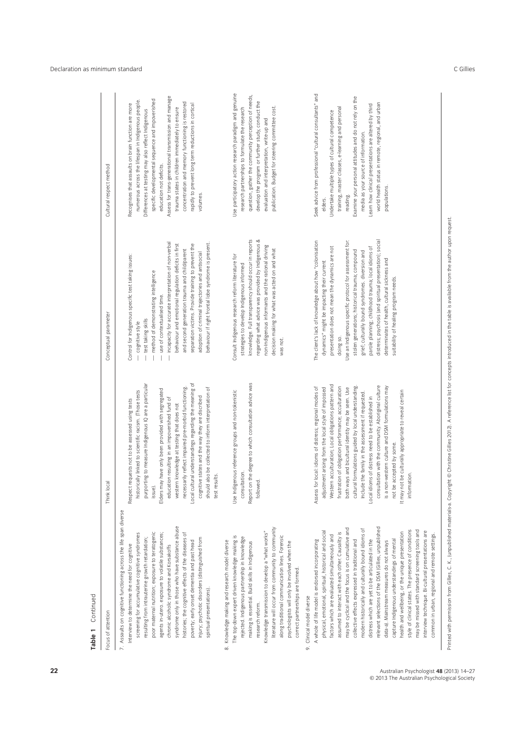**Table 1** Continued

| Focus of attention | Think local | Conceptual parameter | Cultural respect method |
|---|---|---|---|
| 7. Assaults on cognitive functioning across the life span diverse | | | |
| Interview to determine the need for cognitive screening for accumulative cognitive syndromes resulting from intrauterine growth retardation; poor maternal nutrition; exposure to teratogenic agents in-utero; exposure to volatile substances; chronic alcoholic syndrome and Korsakoffs syndrome only in those who have substance abuse histories; the cognitive effects of the diseases of poverty; early onset dementia and past head injury; psychotic disorders (distinguished from spiritual presentations). | Respect requests not to be assessed using tests historically linked to scientific racism. (Those tests purporting to measure Indigenous IQ are a particular issue).<br>Elders may have only been provided with segregated education resulting in an impoverished fund of western knowledge at testing that does not necessarily reflect impaired pre-morbid functioning.<br>Local cultural understandings regarding the meaning of cognitive states and the way they are described should also be collected to inform interpretation of test results. | Control for Indigenous specific test taking issues:<br>— cognitive style<br>— test taking skills<br>— method of demonstrating intelligence<br>— use of contextualised time.<br>— incapacity for accurate interpretation of non-verbal behaviour and emotional regulation deficits in first and second generation trauma and child/parent separation victims. Provide training to prevent the adoption of criminal trajectories and antisocial behaviour if right frontal lobe syndrome is present. | Recognises that assaults on brain function are more numerous across the lifespan in Indigenous people. Differences at testing may also reflect Indigenous specific developmental sequence and impoverished education not deficits.<br>Assess for trans-generational transmission and manage trauma states in children immediately to ensure concentration and memory functioning is restored rapidly to prevent long term reductions in cortical volumes. |
| 8. Knowledge making and research model diverse | | | |
| The top-down expert driven knowledge making is rejected. Indigenous partnership in knowledge making is essential. Build skills in Indigenous research reform.<br>Knowledge transmission to develop a "what works" literature will occur from community to community along traditional communication lines. Forensic psychologists will only be involved when the correct partnerships are formed. | Use Indigenous reference groups and non-tokenistic consultation.<br>Report on the degree to which consultation advice was followed. | Consult Indigenous research reform literature for strategies to develop Indigenous informed knowledge. Full transparency should occur in reports regarding what advice was provided by Indigenous & non-Indigenous informants and the rational driving decision making for what was acted on and what was not. | Use participatory action research paradigm and genuine research partnerships to formulate the research question, gather the community perception of needs, develop the program or further study, conduct the evaluation and interpretation, write-up and publication. Budget for steering committee cost. |
| 9. Clinical model diverse | | | |
| A whole of life model is endorsed incorporating physical, emotional, spiritual, historical and social factors which are evaluated simultaneously and assumed to interact with each other. Causality is may be cyclical and the focus is on cumulative and collective effects expressed in traditional and modern historically and culturally bound idioms of distress which are yet to be articulated in the relevant selections of the DSM (Gillies, unpublished data-a). Mainstream measures do not always capture Indigenous understandings of mental health and wellbeing, or the unique presentation style of clinical states. The presence of conditions may be missed with standard screening tools and interview technique. Bi-cultural presentations are common in urban, regional and remote settings. | Assess for local: idioms of distress; regional modes of adjustment arising from the local style of imposed Western acculturation; Local obligations pattern and frustration of obligation performance; acculturation both ways and bicultural identity may be seen. Use cultural formulations guided by local understanding. Include the family in the assessment if requested. Local idioms of distress need to be established in consultation with the community. Aboriginal culture is a non-western culture and DSM formulations may not be accepted by some.<br>It may not be culturally appropriate to reveal certain information. | The client's lack of knowledge about how "colonisation dynamics" might be impacting their current presentation does not mean the dynamics are not doing so.<br>Use an Indigenous specific protocol for assessment for: stolen generations; historical trauma; compound grief; culturally bound syndromes, diversion and parole planning; childhood trauma; local idioms of distress; psychosis (and spiritual presentation); social determinates of health, cultural sickness and suitability of healing program needs. | Seek advice from professional "cultural consultants" and elders.<br>Undertake multiple types of cultural competence training, master classes, e-learning and personal reading.<br>Examine your personal attitudes and do not rely on the media as your source of information.<br>Learn how clinical presentations are altered by third world health status in remote, regional, and urban populations. |

Printed with permission from Gillies, C. K., (unpublished materials-a. Copyright © Christine Gillies 2012). A reference list for concepts introduced in the table is available from the author upon request.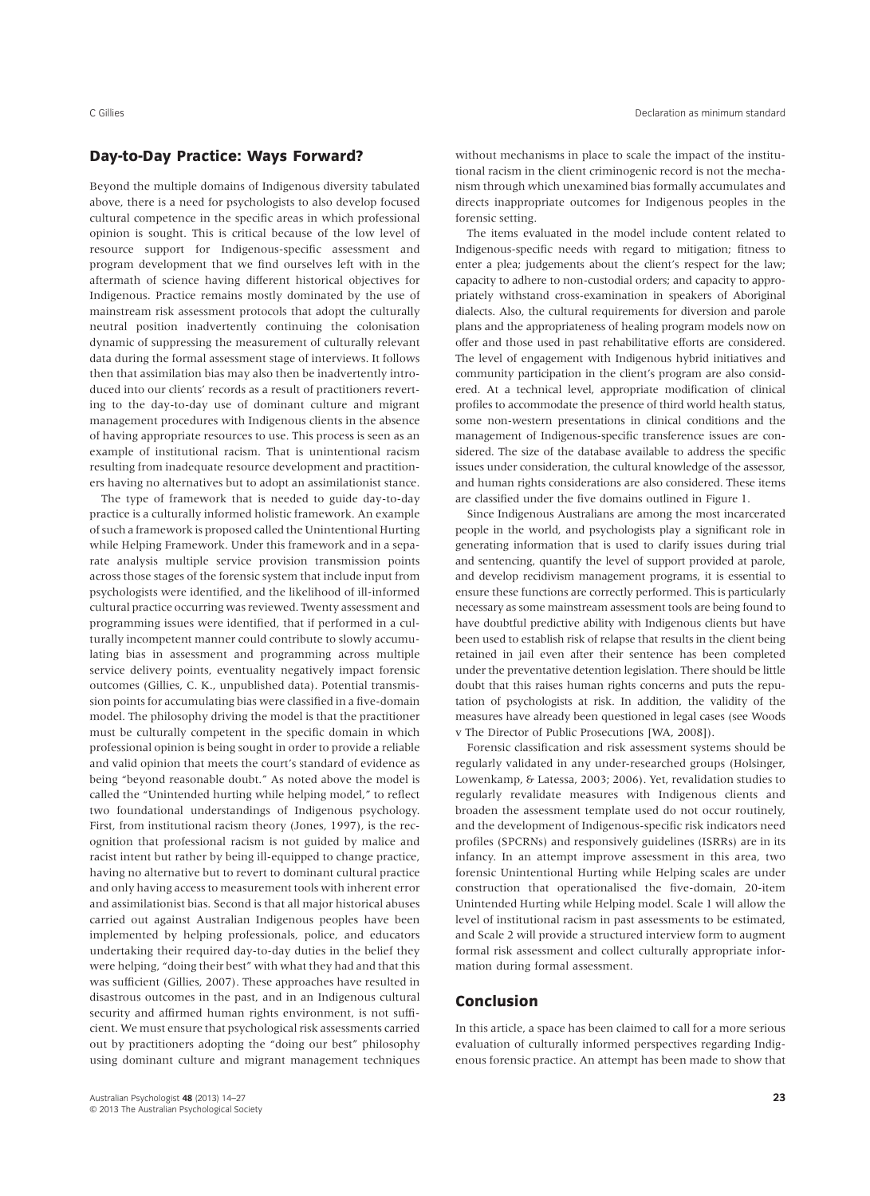## Day-to-Day Practice: Ways Forward?

Beyond the multiple domains of Indigenous diversity tabulated above, there is a need for psychologists to also develop focused cultural competence in the specific areas in which professional opinion is sought. This is critical because of the low level of resource support for Indigenous-specific assessment and program development that we find ourselves left with in the aftermath of science having different historical objectives for Indigenous. Practice remains mostly dominated by the use of mainstream risk assessment protocols that adopt the culturally neutral position inadvertently continuing the colonisation dynamic of suppressing the measurement of culturally relevant data during the formal assessment stage of interviews. It follows then that assimilation bias may also then be inadvertently introduced into our clients' records as a result of practitioners reverting to the day-to-day use of dominant culture and migrant management procedures with Indigenous clients in the absence of having appropriate resources to use. This process is seen as an example of institutional racism. That is unintentional racism resulting from inadequate resource development and practitioners having no alternatives but to adopt an assimilationist stance.

The type of framework that is needed to guide day-to-day practice is a culturally informed holistic framework. An example of such a framework is proposed called the Unintentional Hurting while Helping Framework. Under this framework and in a separate analysis multiple service provision transmission points across those stages of the forensic system that include input from psychologists were identified, and the likelihood of ill-informed cultural practice occurring was reviewed. Twenty assessment and programming issues were identified, that if performed in a culturally incompetent manner could contribute to slowly accumulating bias in assessment and programming across multiple service delivery points, eventuality negatively impact forensic outcomes (Gillies, C. K., unpublished data). Potential transmission points for accumulating bias were classified in a five-domain model. The philosophy driving the model is that the practitioner must be culturally competent in the specific domain in which professional opinion is being sought in order to provide a reliable and valid opinion that meets the court's standard of evidence as being "beyond reasonable doubt." As noted above the model is called the "Unintended hurting while helping model," to reflect two foundational understandings of Indigenous psychology. First, from institutional racism theory (Jones, 1997), is the recognition that professional racism is not guided by malice and racist intent but rather by being ill-equipped to change practice, having no alternative but to revert to dominant cultural practice and only having access to measurement tools with inherent error and assimilationist bias. Second is that all major historical abuses carried out against Australian Indigenous peoples have been implemented by helping professionals, police, and educators undertaking their required day-to-day duties in the belief they were helping, "doing their best" with what they had and that this was sufficient (Gillies, 2007). These approaches have resulted in disastrous outcomes in the past, and in an Indigenous cultural security and affirmed human rights environment, is not sufficient. We must ensure that psychological risk assessments carried out by practitioners adopting the "doing our best" philosophy using dominant culture and migrant management techniques without mechanisms in place to scale the impact of the institutional racism in the client criminogenic record is not the mechanism through which unexamined bias formally accumulates and directs inappropriate outcomes for Indigenous peoples in the forensic setting.

The items evaluated in the model include content related to Indigenous-specific needs with regard to mitigation; fitness to enter a plea; judgements about the client's respect for the law; capacity to adhere to non-custodial orders; and capacity to appropriately withstand cross-examination in speakers of Aboriginal dialects. Also, the cultural requirements for diversion and parole plans and the appropriateness of healing program models now on offer and those used in past rehabilitative efforts are considered. The level of engagement with Indigenous hybrid initiatives and community participation in the client's program are also considered. At a technical level, appropriate modification of clinical profiles to accommodate the presence of third world health status, some non-western presentations in clinical conditions and the management of Indigenous-specific transference issues are considered. The size of the database available to address the specific issues under consideration, the cultural knowledge of the assessor, and human rights considerations are also considered. These items are classified under the five domains outlined in Figure 1.

Since Indigenous Australians are among the most incarcerated people in the world, and psychologists play a significant role in generating information that is used to clarify issues during trial and sentencing, quantify the level of support provided at parole, and develop recidivism management programs, it is essential to ensure these functions are correctly performed. This is particularly necessary as some mainstream assessment tools are being found to have doubtful predictive ability with Indigenous clients but have been used to establish risk of relapse that results in the client being retained in jail even after their sentence has been completed under the preventative detention legislation. There should be little doubt that this raises human rights concerns and puts the reputation of psychologists at risk. In addition, the validity of the measures have already been questioned in legal cases (see Woods v The Director of Public Prosecutions [WA, 2008]).

Forensic classification and risk assessment systems should be regularly validated in any under-researched groups (Holsinger, Lowenkamp, & Latessa, 2003; 2006). Yet, revalidation studies to regularly revalidate measures with Indigenous clients and broaden the assessment template used do not occur routinely, and the development of Indigenous-specific risk indicators need profiles (SPCRNs) and responsively guidelines (ISRRs) are in its infancy. In an attempt improve assessment in this area, two forensic Unintentional Hurting while Helping scales are under construction that operationalised the five-domain, 20-item Unintended Hurting while Helping model. Scale 1 will allow the level of institutional racism in past assessments to be estimated, and Scale 2 will provide a structured interview form to augment formal risk assessment and collect culturally appropriate information during formal assessment.

## Conclusion

In this article, a space has been claimed to call for a more serious evaluation of culturally informed perspectives regarding Indigenous forensic practice. An attempt has been made to show that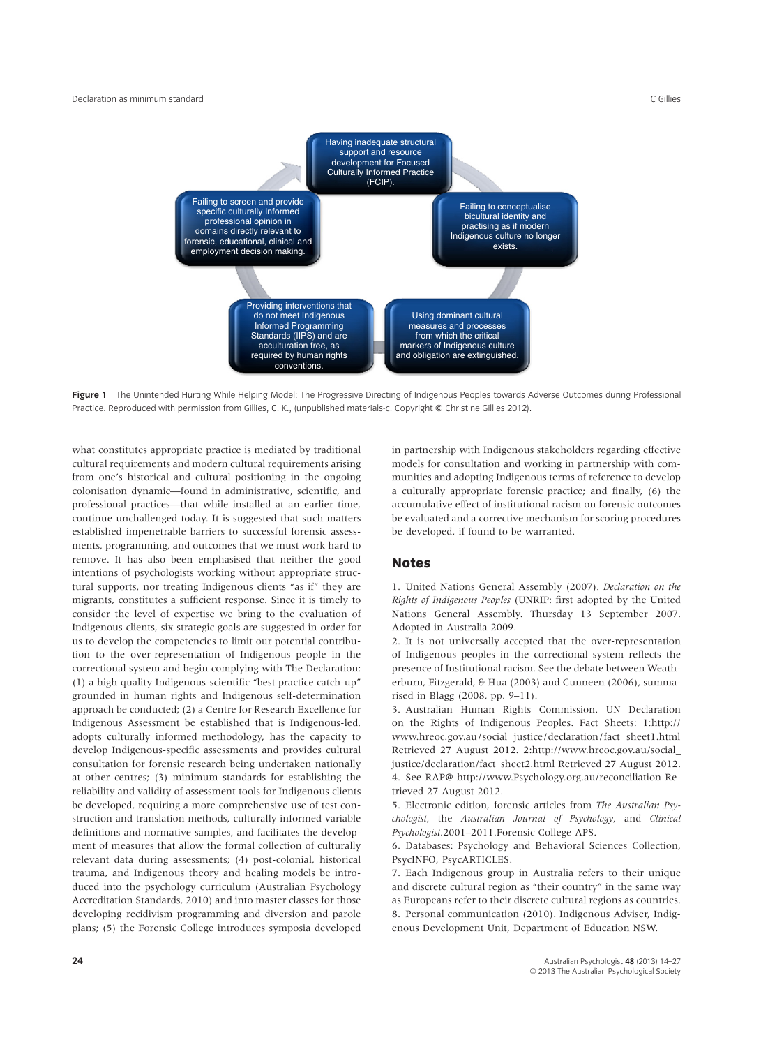Having inadequate structural support and resource development for Focused Culturally Informed Practice (FCIP).

Failing to conceptualise bicultural identity and practising as if modern Indigenous culture no longer exists.

Using dominant cultural measures and processes from which the critical markers of Indigenous culture and obligation are extinguished.

Providing interventions that do not meet Indigenous Informed Programming Standards (IIPS) and are acculturation free, as required by human rights conventions.

Failing to screen and provide specific culturally Informed professional opinion in domains directly relevant to forensic, educational, clinical and employment decision making.

**Figure 1** The Unintended Hurting While Helping Model: The Progressive Directing of Indigenous Peoples towards Adverse Outcomes during Professional Practice. Reproduced with permission from Gillies, C. K., (unpublished materials-c. Copyright © Christine Gillies 2012).

what constitutes appropriate practice is mediated by traditional cultural requirements and modern cultural requirements arising from one's historical and cultural positioning in the ongoing colonisation dynamic—found in administrative, scientific, and professional practices—that while installed at an earlier time, continue unchallenged today. It is suggested that such matters established impenetrable barriers to successful forensic assessments, programming, and outcomes that we must work hard to remove. It has also been emphasised that neither the good intentions of psychologists working without appropriate structural supports, nor treating Indigenous clients "as if" they are migrants, constitutes a sufficient response. Since it is timely to consider the level of expertise we bring to the evaluation of Indigenous clients, six strategic goals are suggested in order for us to develop the competencies to limit our potential contribution to the over-representation of Indigenous people in the correctional system and begin complying with The Declaration: (1) a high quality Indigenous-scientific "best practice catch-up" grounded in human rights and Indigenous self-determination approach be conducted; (2) a Centre for Research Excellence for Indigenous Assessment be established that is Indigenous-led, adopts culturally informed methodology, has the capacity to develop Indigenous-specific assessments and provides cultural consultation for forensic research being undertaken nationally at other centres; (3) minimum standards for establishing the reliability and validity of assessment tools for Indigenous clients be developed, requiring a more comprehensive use of test construction and translation methods, culturally informed variable definitions and normative samples, and facilitates the development of measures that allow the formal collection of culturally relevant data during assessments; (4) post-colonial, historical trauma, and Indigenous theory and healing models be introduced into the psychology curriculum (Australian Psychology Accreditation Standards, 2010) and into master classes for those developing recidivism programming and diversion and parole plans; (5) the Forensic College introduces symposia developed in partnership with Indigenous stakeholders regarding effective models for consultation and working in partnership with communities and adopting Indigenous terms of reference to develop a culturally appropriate forensic practice; and finally, (6) the accumulative effect of institutional racism on forensic outcomes be evaluated and a corrective mechanism for scoring procedures be developed, if found to be warranted.

## Notes

1. United Nations General Assembly (2007). *Declaration on the Rights of Indigenous Peoples* (UNRIP: first adopted by the United Nations General Assembly. Thursday 13 September 2007. Adopted in Australia 2009.
2. It is not universally accepted that the over-representation of Indigenous peoples in the correctional system reflects the presence of Institutional racism. See the debate between Weatherburn, Fitzgerald, & Hua (2003) and Cunneen (2006), summarised in Blagg (2008, pp. 9–11).
3. Australian Human Rights Commission. UN Declaration on the Rights of Indigenous Peoples. Fact Sheets: 1:http://www.hreoc.gov.au/social_justice/declaration/fact_sheet1.html Retrieved 27 August 2012. 2:http://www.hreoc.gov.au/social_justice/declaration/fact_sheet2.html Retrieved 27 August 2012.
4. See RAP@ http://www.Psychology.org.au/reconciliation Retrieved 27 August 2012.
5. Electronic edition, forensic articles from *The Australian Psychologist*, the *Australian Journal of Psychology*, and *Clinical Psychologist*.2001–2011.Forensic College APS.
6. Databases: Psychology and Behavioral Sciences Collection, PsycINFO, PsycARTICLES.
7. Each Indigenous group in Australia refers to their unique and discrete cultural region as "their country" in the same way as Europeans refer to their discrete cultural regions as countries.
8. Personal communication (2010). Indigenous Adviser, Indigenous Development Unit, Department of Education NSW.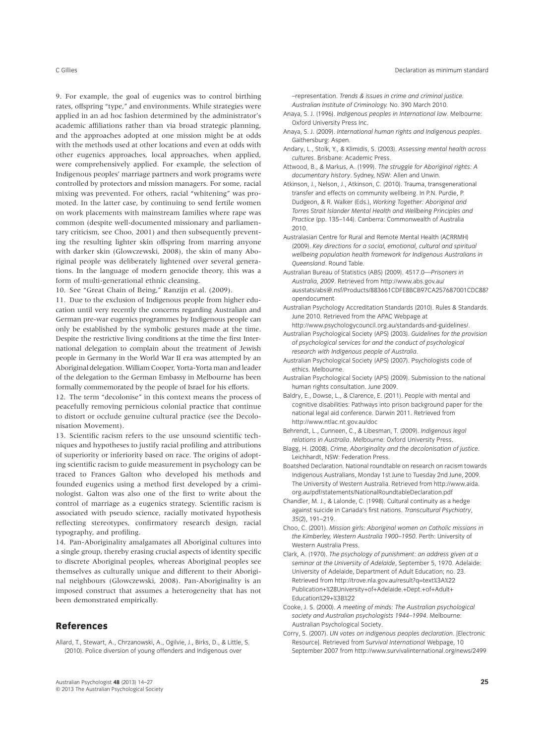9. For example, the goal of eugenics was to control birthing rates, offspring "type," and environments. While strategies were applied in an ad hoc fashion determined by the administrator's academic affiliations rather than via broad strategic planning, and the approaches adopted at one mission might be at odds with the methods used at other locations and even at odds with other eugenics approaches, local approaches, when applied, were comprehensively applied. For example, the selection of Indigenous peoples' marriage partners and work programs were controlled by protectors and mission managers. For some, racial mixing was prevented. For others, racial "whitening" was promoted. In the latter case, by continuing to send fertile women on work placements with mainstream families where rape was common (despite well-documented missionary and parliamentary criticism, see Choo, 2001) and then subsequently preventing the resulting lighter skin offspring from marring anyone with darker skin (Glowczewski, 2008), the skin of many Aboriginal people was deliberately lightened over several generations. In the language of modern genocide theory, this was a form of multi-generational ethnic cleansing.

10. See "Great Chain of Being," Ranzijn et al. (2009).

11. Due to the exclusion of Indigenous people from higher education until very recently the concerns regarding Australian and German pre-war eugenics programmes by Indigenous people can only be established by the symbolic gestures made at the time. Despite the restrictive living conditions at the time the first International delegation to complain about the treatment of Jewish people in Germany in the World War II era was attempted by an Aboriginal delegation. William Cooper, Yorta-Yorta man and leader of the delegation to the German Embassy in Melbourne has been formally commemorated by the people of Israel for his efforts.

12. The term "decolonise" in this context means the process of peacefully removing pernicious colonial practice that continue to distort or occlude genuine cultural practice (see the Decolonisation Movement).

13. Scientific racism refers to the use unsound scientific techniques and hypotheses to justify racial profiling and attributions of superiority or inferiority based on race. The origins of adopting scientific racism to guide measurement in psychology can be traced to Frances Galton who developed his methods and founded eugenics using a method first developed by a criminologist. Galton was also one of the first to write about the control of marriage as a eugenics strategy. Scientific racism is associated with pseudo science, racially motivated hypothesis reflecting stereotypes, confirmatory research design, racial typography, and profiling.

14. Pan-Aboriginality amalgamates all Aboriginal cultures into a single group, thereby erasing crucial aspects of identity specific to discrete Aboriginal peoples, whereas Aboriginal peoples see themselves as culturally unique and different to their Aboriginal neighbours (Glowczewski, 2008). Pan-Aboriginality is an imposed construct that assumes a heterogeneity that has not been demonstrated empirically.

## References

Allard, T., Stewart, A., Chrzanowski, A., Ogilvie, J., Birks, D., & Little, S. (2010). Police diversion of young offenders and Indigenous over –representation. *Trends & issues in crime and criminal justice. Australian Institute of Criminology.* No. 390 March 2010.

Anaya, S. J. (1996). *Indigenous peoples in International law*. Melbourne: Oxford University Press Inc.

Anaya, S. J. (2009). *International human rights and Indigenous peoples*. Gaithersburg: Aspen.

Andary, L., Stolk, Y., & Klimidis, S. (2003). *Assessing mental health across cultures*. Brisbane: Academic Press.

Attwood, B., & Markus, A. (1999). *The struggle for Aboriginal rights: A documentary history*. Sydney, NSW: Allen and Unwin.

Atkinson, J., Nelson, J., Atkinson, C. (2010). Trauma, transgenerational transfer and effects on community wellbeing. In P.N. Purdie, P. Dudgeon, & R. Walker (Eds.), *Working Together: Aboriginal and Torres Strait Islander Mental Health and Wellbeing Principles and Practice* (pp. 135–144). Canberra: Commonwealth of Australia 2010.

Australasian Centre for Rural and Remote Mental Health (ACRRMH) (2009). *Key directions for a social, emotional, cultural and spiritual wellbeing population health framework for Indigenous Australians in Queensland*. Round Table.

Australian Bureau of Statistics (ABS) (2009). 4517.0—*Prisoners in Australia, 2009*. Retrieved from http://www.abs.gov.au/ausstats/abs@.nsf/Products/883661CDFE8BCB97CA257687001CDC88?opendocument

Australian Psychology Accreditation Standards (2010). Rules & Standards. June 2010. Retrieved from the APAC Webpage at http://www.psychologycouncil.org.au/standards-and-guidelines/.

Australian Psychological Society (APS) (2003). *Guidelines for the provision of psychological services for and the conduct of psychological research with Indigenous people of Australia*.

Australian Psychological Society (APS) (2007). Psychologists code of ethics. Melbourne.

Australian Psychological Society (APS) (2009). Submission to the national human rights consultation. June 2009.

Baldry, E., Dowse, L., & Clarence, E. (2011). People with mental and cognitive disabilities: Pathways into prison background paper for the national legal aid conference. Darwin 2011. Retrieved from http://www.ntlac.nt.gov.au/doc

Behrendt, L., Cunneen, C., & Libesman, T. (2009). *Indigenous legal relations in Australia*. Melbourne: Oxford University Press.

Blagg, H. (2008). *Crime, Aboriginality and the decolonisation of justice*. Leichhardt, NSW: Federation Press.

Boatshed Declaration. National roundtable on research on racism towards Indigenous Australians, Monday 1st June to Tuesday 2nd June, 2009. The University of Western Australia. Retrieved from http://www.aida.org.au/pdf/statements/NationalRoundtableDeclaration.pdf

Chandler, M. J., & Lalonde, C. (1998). Cultural continuity as a hedge against suicide in Canada's first nations. *Transcultural Psychiatry*, *35*(2), 191–219.

Choo, C. (2001). *Mission girls: Aboriginal women on Catholic missions in the Kimberley, Western Australia 1900–1950*. Perth: University of Western Australia Press.

Clark, A. (1970). *The psychology of punishment: an address given at a seminar at the University of Adelaide*, September 5, 1970. Adelaide: University of Adelaide, Department of Adult Education; no. 23. Retrieved from http://trove.nla.gov.au/result?q=text%3A%22Publication+%28University+of+Adelaide.+Dept.+of+Adult+Education%29+%3B%22

Cooke, J. S. (2000). *A meeting of minds: The Australian psychological society and Australian psychologists 1944–1994*. Melbourne: Australian Psychological Society.

Corry, S. (2007). *UN votes on indigenous peoples declaration*. [Electronic Resource]. Retrieved from *Survival International* Webpage, 10 September 2007 from http://www.survivalinternational.org/news/2499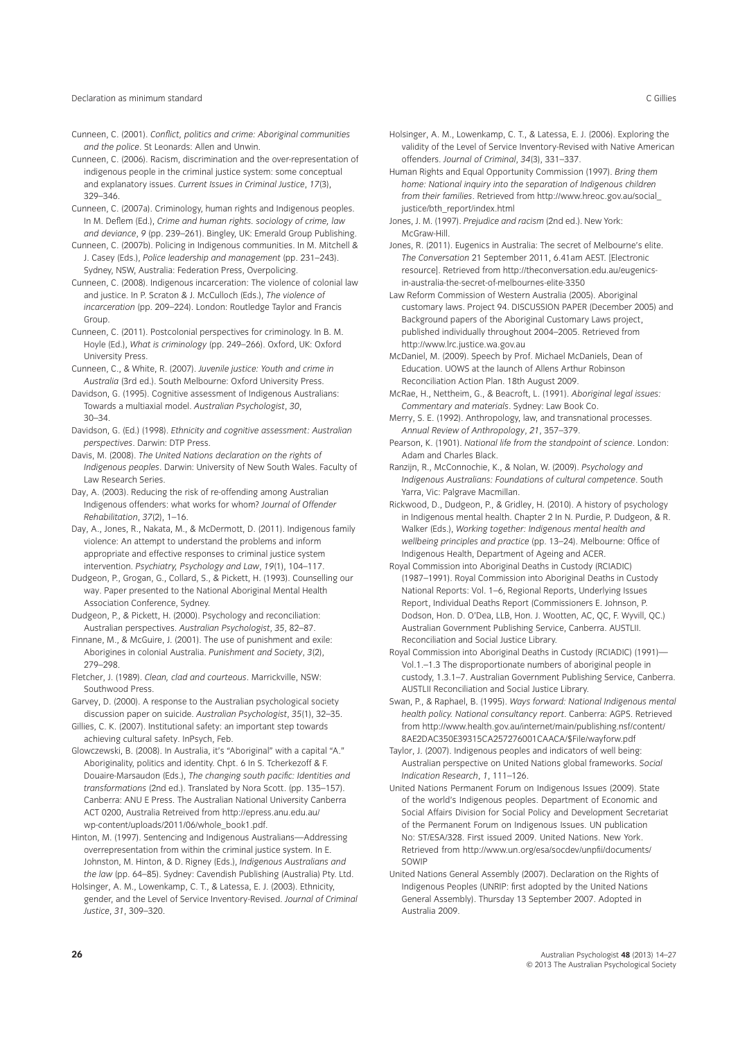Cunneen, C. (2001). *Conflict, politics and crime: Aboriginal communities and the police*. St Leonards: Allen and Unwin.

Cunneen, C. (2006). Racism, discrimination and the over-representation of indigenous people in the criminal justice system: some conceptual and explanatory issues. *Current Issues in Criminal Justice*, *17*(3), 329–346.

Cunneen, C. (2007a). Criminology, human rights and Indigenous peoples. In M. Deflem (Ed.), *Crime and human rights. sociology of crime, law and deviance*, *9* (pp. 239–261). Bingley, UK: Emerald Group Publishing.

Cunneen, C. (2007b). Policing in Indigenous communities. In M. Mitchell & J. Casey (Eds.), *Police leadership and management* (pp. 231–243). Sydney, NSW, Australia: Federation Press, Overpolicing.

Cunneen, C. (2008). Indigenous incarceration: The violence of colonial law and justice. In P. Scraton & J. McCulloch (Eds.), *The violence of incarceration* (pp. 209–224). London: Routledge Taylor and Francis Group.

Cunneen, C. (2011). Postcolonial perspectives for criminology. In B. M. Hoyle (Ed.), *What is criminology* (pp. 249–266). Oxford, UK: Oxford University Press.

Cunneen, C., & White, R. (2007). *Juvenile justice: Youth and crime in Australia* (3rd ed.). South Melbourne: Oxford University Press.

Davidson, G. (1995). Cognitive assessment of Indigenous Australians: Towards a multiaxial model. *Australian Psychologist*, *30*, 30–34.

Davidson, G. (Ed.) (1998). *Ethnicity and cognitive assessment: Australian perspectives*. Darwin: DTP Press.

Davis, M. (2008). *The United Nations declaration on the rights of Indigenous peoples*. Darwin: University of New South Wales. Faculty of Law Research Series.

Day, A. (2003). Reducing the risk of re-offending among Australian Indigenous offenders: what works for whom? *Journal of Offender Rehabilitation*, *37*(2), 1–16.

Day, A., Jones, R., Nakata, M., & McDermott, D. (2011). Indigenous family violence: An attempt to understand the problems and inform appropriate and effective responses to criminal justice system intervention. *Psychiatry, Psychology and Law*, *19*(1), 104–117.

Dudgeon, P., Grogan, G., Collard, S., & Pickett, H. (1993). Counselling our way. Paper presented to the National Aboriginal Mental Health Association Conference, Sydney.

Dudgeon, P., & Pickett, H. (2000). Psychology and reconciliation: Australian perspectives. *Australian Psychologist*, *35*, 82–87.

Finnane, M., & McGuire, J. (2001). The use of punishment and exile: Aborigines in colonial Australia. *Punishment and Society*, *3*(2), 279–298.

Fletcher, J. (1989). *Clean, clad and courteous*. Marrickville, NSW: Southwood Press.

Garvey, D. (2000). A response to the Australian psychological society discussion paper on suicide. *Australian Psychologist*, *35*(1), 32–35.

Gillies, C. K. (2007). Institutional safety: an important step towards achieving cultural safety. InPsych, Feb.

Glowczewski, B. (2008). In Australia, it's "Aboriginal" with a capital "A." Aboriginality, politics and identity. Chpt. 6 In S. Tcherkezoff & F. Douaire-Marsaudon (Eds.), *The changing south pacific: Identities and transformations* (2nd ed.). Translated by Nora Scott. (pp. 135–157). Canberra: ANU E Press. The Australian National University Canberra ACT 0200, Australia Retreived from http://epress.anu.edu.au/wp-content/uploads/2011/06/whole_book1.pdf.

Hinton, M. (1997). Sentencing and Indigenous Australians—Addressing overrepresentation from within the criminal justice system. In E. Johnston, M. Hinton, & D. Rigney (Eds.), *Indigenous Australians and the law* (pp. 64–85). Sydney: Cavendish Publishing (Australia) Pty. Ltd.

Holsinger, A. M., Lowenkamp, C. T., & Latessa, E. J. (2003). Ethnicity, gender, and the Level of Service Inventory-Revised. *Journal of Criminal Justice*, *31*, 309–320.

Holsinger, A. M., Lowenkamp, C. T., & Latessa, E. J. (2006). Exploring the validity of the Level of Service Inventory-Revised with Native American offenders. *Journal of Criminal*, *34*(3), 331–337.

Human Rights and Equal Opportunity Commission (1997). *Bring them home: National inquiry into the separation of Indigenous children from their families*. Retrieved from http://www.hreoc.gov.au/social_justice/bth_report/index.html

Jones, J. M. (1997). *Prejudice and racism* (2nd ed.). New York: McGraw-Hill.

Jones, R. (2011). Eugenics in Australia: The secret of Melbourne's elite. *The Conversation* 21 September 2011, 6.41am AEST. [Electronic resource]. Retrieved from http://theconversation.edu.au/eugenics-in-australia-the-secret-of-melbournes-elite-3350

Law Reform Commission of Western Australia (2005). Aboriginal customary laws. Project 94. DISCUSSION PAPER (December 2005) and Background papers of the Aboriginal Customary Laws project, published individually throughout 2004–2005. Retrieved from http://www.lrc.justice.wa.gov.au

McDaniel, M. (2009). Speech by Prof. Michael McDaniels, Dean of Education. UOWS at the launch of Allens Arthur Robinson Reconciliation Action Plan. 18th August 2009.

McRae, H., Nettheim, G., & Beacroft, L. (1991). *Aboriginal legal issues: Commentary and materials*. Sydney: Law Book Co.

Merry, S. E. (1992). Anthropology, law, and transnational processes. *Annual Review of Anthropology*, *21*, 357–379.

Pearson, K. (1901). *National life from the standpoint of science*. London: Adam and Charles Black.

Ranzijn, R., McConnochie, K., & Nolan, W. (2009). *Psychology and Indigenous Australians: Foundations of cultural competence*. South Yarra, Vic: Palgrave Macmillan.

Rickwood, D., Dudgeon, P., & Gridley, H. (2010). A history of psychology in Indigenous mental health. Chapter 2 In N. Purdie, P. Dudgeon, & R. Walker (Eds.), *Working together: Indigenous mental health and wellbeing principles and practice* (pp. 13–24). Melbourne: Office of Indigenous Health, Department of Ageing and ACER.

Royal Commission into Aboriginal Deaths in Custody (RCIADIC) (1987–1991). Royal Commission into Aboriginal Deaths in Custody National Reports: Vol. 1–6, Regional Reports, Underlying Issues Report, Individual Deaths Report (Commissioners E. Johnson, P. Dodson, Hon. D. O'Dea, LLB, Hon. J. Wootten, AC, QC, F. Wyvill, QC.) Australian Government Publishing Service, Canberra. AUSTLII. Reconciliation and Social Justice Library.

Royal Commission into Aboriginal Deaths in Custody (RCIADIC) (1991)—Vol.1.–1.3 The disproportionate numbers of aboriginal people in custody, 1.3.1–7. Australian Government Publishing Service, Canberra. AUSTLII Reconciliation and Social Justice Library.

Swan, P., & Raphael, B. (1995). *Ways forward: National Indigenous mental health policy. National consultancy report*. Canberra: AGPS. Retrieved from http://www.health.gov.au/internet/main/publishing.nsf/content/8AE2DAC350E39315CA257276001CAACA/$File/wayforw.pdf

Taylor, J. (2007). Indigenous peoples and indicators of well being: Australian perspective on United Nations global frameworks. *Social Indication Research*, *1*, 111–126.

United Nations Permanent Forum on Indigenous Issues (2009). State of the world's Indigenous peoples. Department of Economic and Social Affairs Division for Social Policy and Development Secretariat of the Permanent Forum on Indigenous Issues. UN publication No: ST/ESA/328. First issued 2009. United Nations. New York. Retrieved from http://www.un.org/esa/socdev/unpfii/documents/SOWIP

United Nations General Assembly (2007). Declaration on the Rights of Indigenous Peoples (UNRIP: first adopted by the United Nations General Assembly). Thursday 13 September 2007. Adopted in Australia 2009.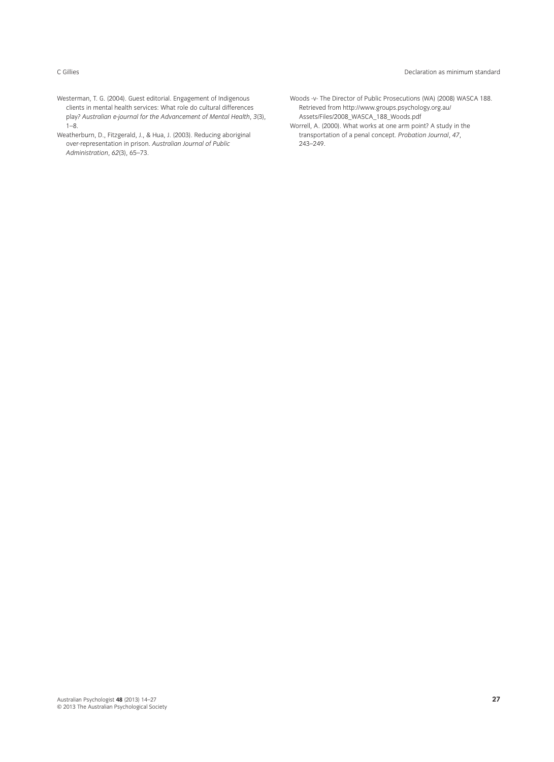Westerman, T. G. (2004). Guest editorial. Engagement of Indigenous clients in mental health services: What role do cultural differences play? *Australian e-journal for the Advancement of Mental Health*, *3*(3), 1–8.

Weatherburn, D., Fitzgerald, J., & Hua, J. (2003). Reducing aboriginal over-representation in prison. *Australian Journal of Public Administration*, *62*(3), 65–73.

Woods -v- The Director of Public Prosecutions (WA) (2008) WASCA 188. Retrieved from http://www.groups.psychology.org.au/Assets/Files/2008_WASCA_188_Woods.pdf

Worrell, A. (2000). What works at one arm point? A study in the transportation of a penal concept. *Probation Journal*, *47*, 243–249.